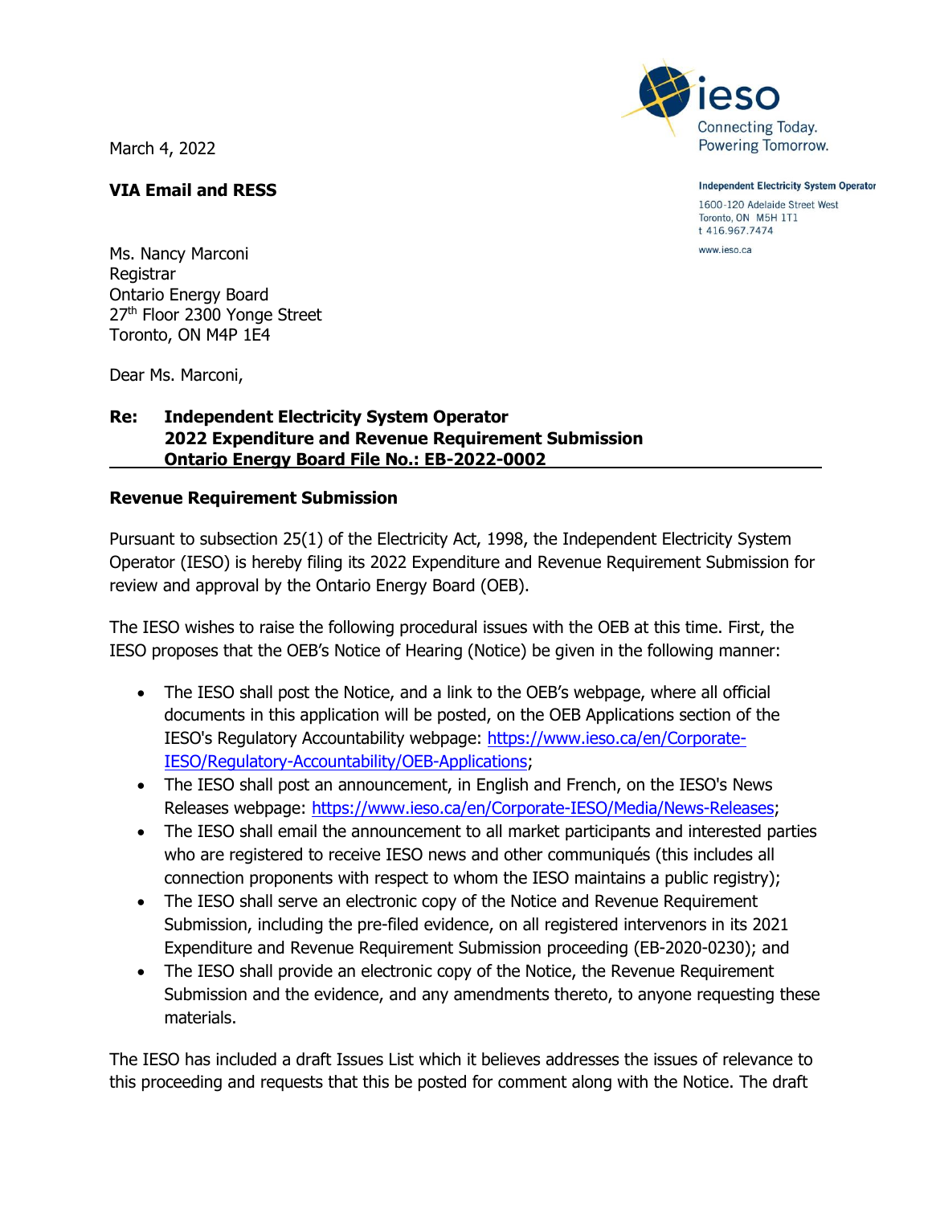ieso
Connecting Today.
Powering Tomorrow.

**Independent Electricity System Operator**

1600-120 Adelaide Street West
Toronto, ON M5H 1T1
t 416.967.7474

www.ieso.ca

March 4, 2022

**VIA Email and RESS**

Ms. Nancy Marconi
Registrar
Ontario Energy Board
27th Floor 2300 Yonge Street
Toronto, ON M4P 1E4

Dear Ms. Marconi,

**Re: Independent Electricity System Operator**
**2022 Expenditure and Revenue Requirement Submission**
**Ontario Energy Board File No.: EB-2022-0002**

**Revenue Requirement Submission**

Pursuant to subsection 25(1) of the Electricity Act, 1998, the Independent Electricity System Operator (IESO) is hereby filing its 2022 Expenditure and Revenue Requirement Submission for review and approval by the Ontario Energy Board (OEB).

The IESO wishes to raise the following procedural issues with the OEB at this time. First, the IESO proposes that the OEB's Notice of Hearing (Notice) be given in the following manner:

- The IESO shall post the Notice, and a link to the OEB's webpage, where all official documents in this application will be posted, on the OEB Applications section of the IESO's Regulatory Accountability webpage: https://www.ieso.ca/en/Corporate-IESO/Regulatory-Accountability/OEB-Applications;
- The IESO shall post an announcement, in English and French, on the IESO's News Releases webpage: https://www.ieso.ca/en/Corporate-IESO/Media/News-Releases;
- The IESO shall email the announcement to all market participants and interested parties who are registered to receive IESO news and other communiqués (this includes all connection proponents with respect to whom the IESO maintains a public registry);
- The IESO shall serve an electronic copy of the Notice and Revenue Requirement Submission, including the pre-filed evidence, on all registered intervenors in its 2021 Expenditure and Revenue Requirement Submission proceeding (EB-2020-0230); and
- The IESO shall provide an electronic copy of the Notice, the Revenue Requirement Submission and the evidence, and any amendments thereto, to anyone requesting these materials.

The IESO has included a draft Issues List which it believes addresses the issues of relevance to this proceeding and requests that this be posted for comment along with the Notice. The draft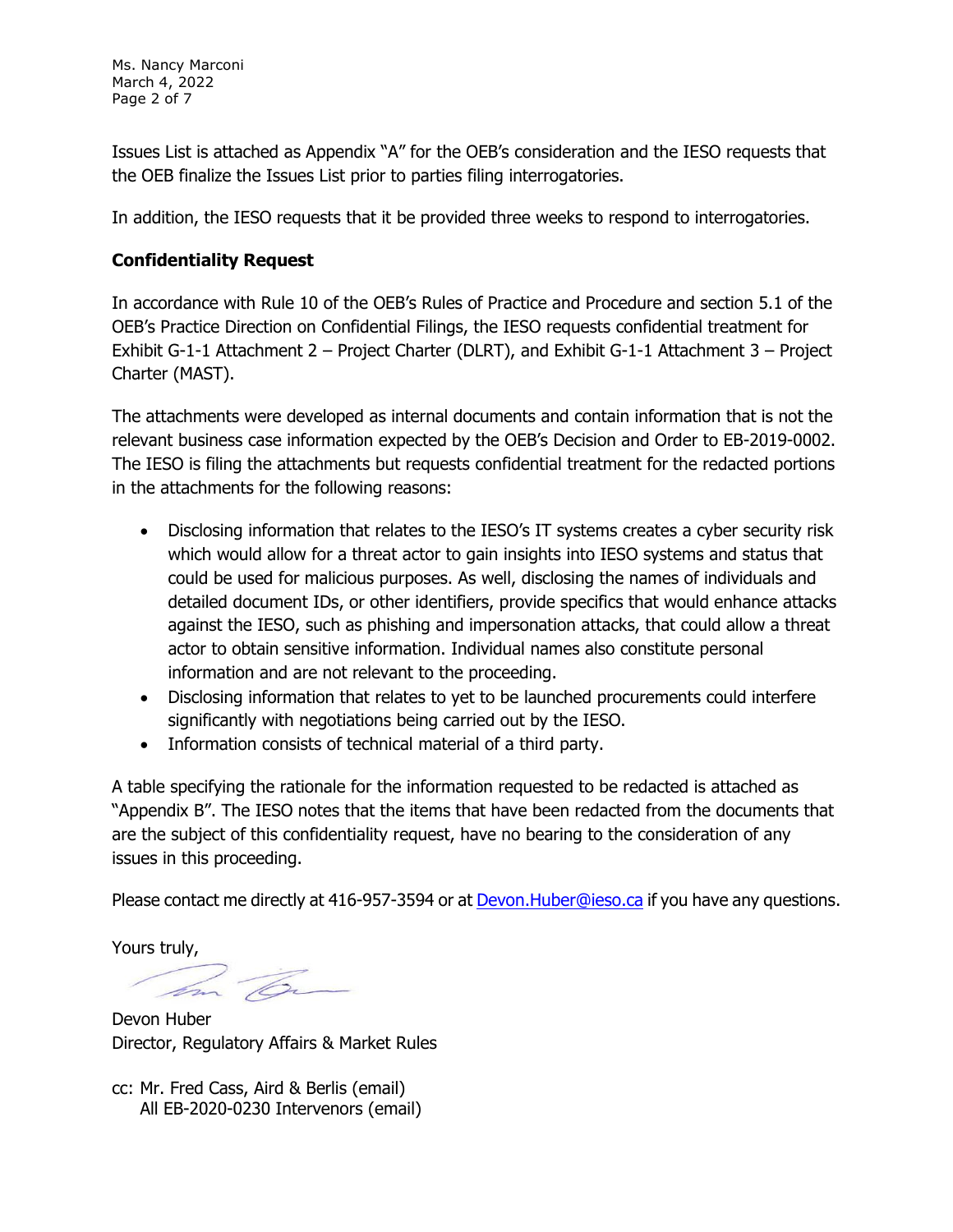Issues List is attached as Appendix "A" for the OEB's consideration and the IESO requests that the OEB finalize the Issues List prior to parties filing interrogatories.

In addition, the IESO requests that it be provided three weeks to respond to interrogatories.

**Confidentiality Request**

In accordance with Rule 10 of the OEB's Rules of Practice and Procedure and section 5.1 of the OEB's Practice Direction on Confidential Filings, the IESO requests confidential treatment for Exhibit G-1-1 Attachment 2 – Project Charter (DLRT), and Exhibit G-1-1 Attachment 3 – Project Charter (MAST).

The attachments were developed as internal documents and contain information that is not the relevant business case information expected by the OEB's Decision and Order to EB-2019-0002. The IESO is filing the attachments but requests confidential treatment for the redacted portions in the attachments for the following reasons:

- Disclosing information that relates to the IESO's IT systems creates a cyber security risk which would allow for a threat actor to gain insights into IESO systems and status that could be used for malicious purposes. As well, disclosing the names of individuals and detailed document IDs, or other identifiers, provide specifics that would enhance attacks against the IESO, such as phishing and impersonation attacks, that could allow a threat actor to obtain sensitive information. Individual names also constitute personal information and are not relevant to the proceeding.
- Disclosing information that relates to yet to be launched procurements could interfere significantly with negotiations being carried out by the IESO.
- Information consists of technical material of a third party.

A table specifying the rationale for the information requested to be redacted is attached as "Appendix B". The IESO notes that the items that have been redacted from the documents that are the subject of this confidentiality request, have no bearing to the consideration of any issues in this proceeding.

Please contact me directly at 416-957-3594 or at Devon.Huber@ieso.ca if you have any questions.

Yours truly,

Devon Huber
Director, Regulatory Affairs & Market Rules

cc: Mr. Fred Cass, Aird & Berlis (email)
All EB-2020-0230 Intervenors (email)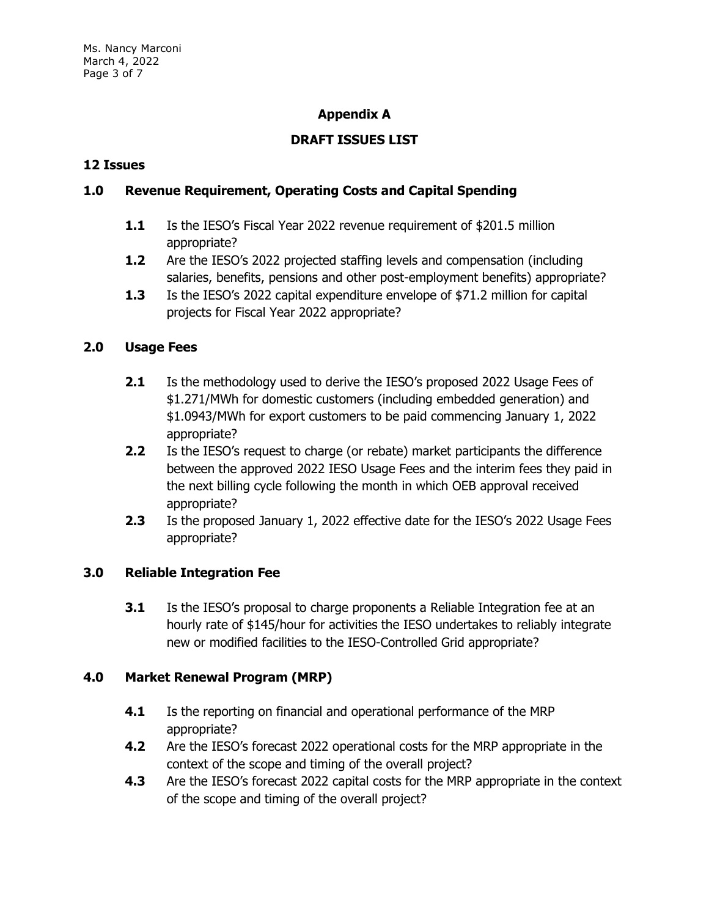## Appendix A

## DRAFT ISSUES LIST

**12 Issues**

### 1.0 Revenue Requirement, Operating Costs and Capital Spending

- **1.1** Is the IESO's Fiscal Year 2022 revenue requirement of $201.5 million appropriate?
- **1.2** Are the IESO's 2022 projected staffing levels and compensation (including salaries, benefits, pensions and other post-employment benefits) appropriate?
- **1.3** Is the IESO's 2022 capital expenditure envelope of $71.2 million for capital projects for Fiscal Year 2022 appropriate?

### 2.0 Usage Fees

- **2.1** Is the methodology used to derive the IESO's proposed 2022 Usage Fees of $1.271/MWh for domestic customers (including embedded generation) and $1.0943/MWh for export customers to be paid commencing January 1, 2022 appropriate?
- **2.2** Is the IESO's request to charge (or rebate) market participants the difference between the approved 2022 IESO Usage Fees and the interim fees they paid in the next billing cycle following the month in which OEB approval received appropriate?
- **2.3** Is the proposed January 1, 2022 effective date for the IESO's 2022 Usage Fees appropriate?

### 3.0 Reliable Integration Fee

- **3.1** Is the IESO's proposal to charge proponents a Reliable Integration fee at an hourly rate of $145/hour for activities the IESO undertakes to reliably integrate new or modified facilities to the IESO-Controlled Grid appropriate?

### 4.0 Market Renewal Program (MRP)

- **4.1** Is the reporting on financial and operational performance of the MRP appropriate?
- **4.2** Are the IESO's forecast 2022 operational costs for the MRP appropriate in the context of the scope and timing of the overall project?
- **4.3** Are the IESO's forecast 2022 capital costs for the MRP appropriate in the context of the scope and timing of the overall project?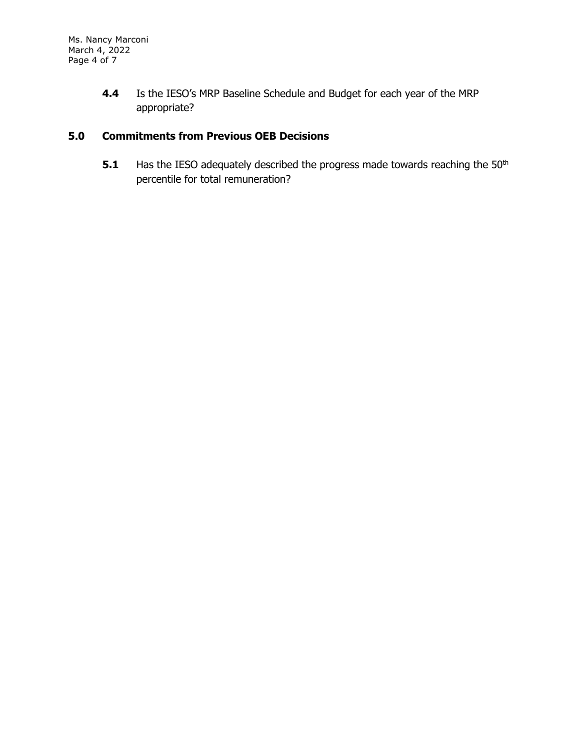**4.4** Is the IESO's MRP Baseline Schedule and Budget for each year of the MRP appropriate?

## 5.0 Commitments from Previous OEB Decisions

**5.1** Has the IESO adequately described the progress made towards reaching the $50^{th}$ percentile for total remuneration?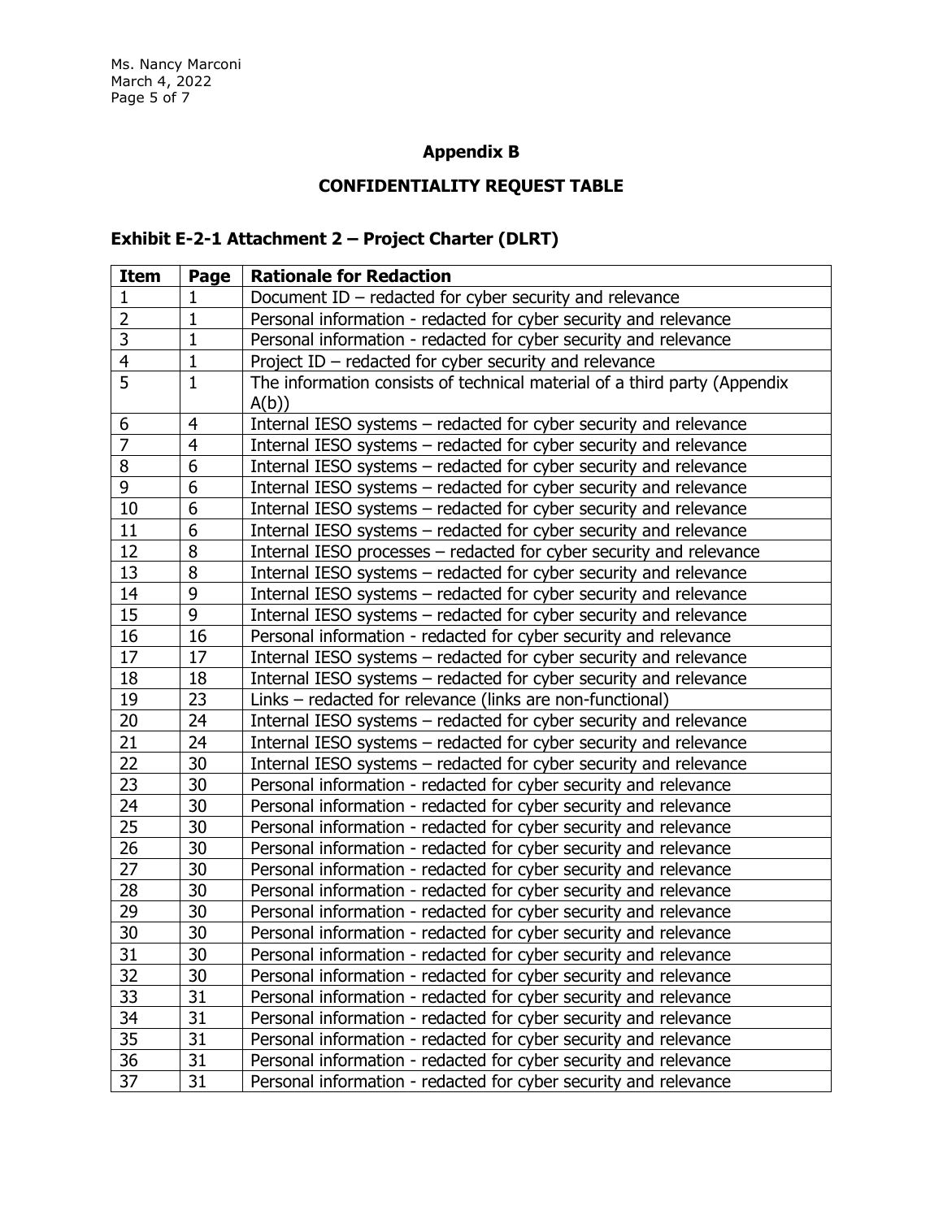## Appendix B

## CONFIDENTIALITY REQUEST TABLE

### Exhibit E-2-1 Attachment 2 – Project Charter (DLRT)

| Item | Page | Rationale for Redaction |
|---|---|---|
| 1 | 1 | Document ID – redacted for cyber security and relevance |
| 2 | 1 | Personal information - redacted for cyber security and relevance |
| 3 | 1 | Personal information - redacted for cyber security and relevance |
| 4 | 1 | Project ID – redacted for cyber security and relevance |
| 5 | 1 | The information consists of technical material of a third party (Appendix A(b)) |
| 6 | 4 | Internal IESO systems – redacted for cyber security and relevance |
| 7 | 4 | Internal IESO systems – redacted for cyber security and relevance |
| 8 | 6 | Internal IESO systems – redacted for cyber security and relevance |
| 9 | 6 | Internal IESO systems – redacted for cyber security and relevance |
| 10 | 6 | Internal IESO systems – redacted for cyber security and relevance |
| 11 | 6 | Internal IESO systems – redacted for cyber security and relevance |
| 12 | 8 | Internal IESO processes – redacted for cyber security and relevance |
| 13 | 8 | Internal IESO systems – redacted for cyber security and relevance |
| 14 | 9 | Internal IESO systems – redacted for cyber security and relevance |
| 15 | 9 | Internal IESO systems – redacted for cyber security and relevance |
| 16 | 16 | Personal information - redacted for cyber security and relevance |
| 17 | 17 | Internal IESO systems – redacted for cyber security and relevance |
| 18 | 18 | Internal IESO systems – redacted for cyber security and relevance |
| 19 | 23 | Links – redacted for relevance (links are non-functional) |
| 20 | 24 | Internal IESO systems – redacted for cyber security and relevance |
| 21 | 24 | Internal IESO systems – redacted for cyber security and relevance |
| 22 | 30 | Internal IESO systems – redacted for cyber security and relevance |
| 23 | 30 | Personal information - redacted for cyber security and relevance |
| 24 | 30 | Personal information - redacted for cyber security and relevance |
| 25 | 30 | Personal information - redacted for cyber security and relevance |
| 26 | 30 | Personal information - redacted for cyber security and relevance |
| 27 | 30 | Personal information - redacted for cyber security and relevance |
| 28 | 30 | Personal information - redacted for cyber security and relevance |
| 29 | 30 | Personal information - redacted for cyber security and relevance |
| 30 | 30 | Personal information - redacted for cyber security and relevance |
| 31 | 30 | Personal information - redacted for cyber security and relevance |
| 32 | 30 | Personal information - redacted for cyber security and relevance |
| 33 | 31 | Personal information - redacted for cyber security and relevance |
| 34 | 31 | Personal information - redacted for cyber security and relevance |
| 35 | 31 | Personal information - redacted for cyber security and relevance |
| 36 | 31 | Personal information - redacted for cyber security and relevance |
| 37 | 31 | Personal information - redacted for cyber security and relevance |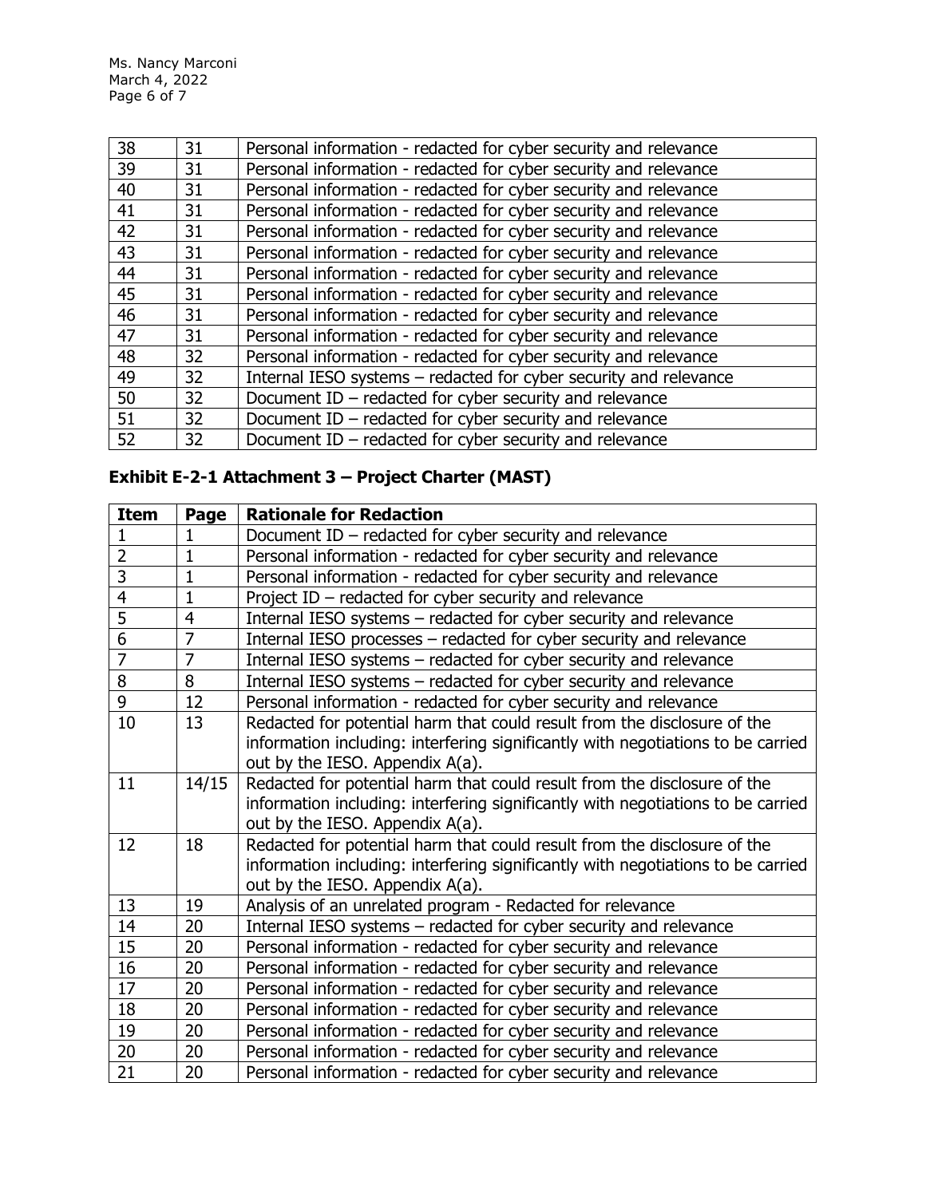| 38 | 31 | Personal information - redacted for cyber security and relevance |
|---|---|---|
| 39 | 31 | Personal information - redacted for cyber security and relevance |
| 40 | 31 | Personal information - redacted for cyber security and relevance |
| 41 | 31 | Personal information - redacted for cyber security and relevance |
| 42 | 31 | Personal information - redacted for cyber security and relevance |
| 43 | 31 | Personal information - redacted for cyber security and relevance |
| 44 | 31 | Personal information - redacted for cyber security and relevance |
| 45 | 31 | Personal information - redacted for cyber security and relevance |
| 46 | 31 | Personal information - redacted for cyber security and relevance |
| 47 | 31 | Personal information - redacted for cyber security and relevance |
| 48 | 32 | Personal information - redacted for cyber security and relevance |
| 49 | 32 | Internal IESO systems – redacted for cyber security and relevance |
| 50 | 32 | Document ID – redacted for cyber security and relevance |
| 51 | 32 | Document ID – redacted for cyber security and relevance |
| 52 | 32 | Document ID – redacted for cyber security and relevance |

## Exhibit E-2-1 Attachment 3 – Project Charter (MAST)

| Item | Page | Rationale for Redaction |
|---|---|---|
| 1 | 1 | Document ID – redacted for cyber security and relevance |
| 2 | 1 | Personal information - redacted for cyber security and relevance |
| 3 | 1 | Personal information - redacted for cyber security and relevance |
| 4 | 1 | Project ID – redacted for cyber security and relevance |
| 5 | 4 | Internal IESO systems – redacted for cyber security and relevance |
| 6 | 7 | Internal IESO processes – redacted for cyber security and relevance |
| 7 | 7 | Internal IESO systems – redacted for cyber security and relevance |
| 8 | 8 | Internal IESO systems – redacted for cyber security and relevance |
| 9 | 12 | Personal information - redacted for cyber security and relevance |
| 10 | 13 | Redacted for potential harm that could result from the disclosure of the information including: interfering significantly with negotiations to be carried out by the IESO. Appendix A(a). |
| 11 | 14/15 | Redacted for potential harm that could result from the disclosure of the information including: interfering significantly with negotiations to be carried out by the IESO. Appendix A(a). |
| 12 | 18 | Redacted for potential harm that could result from the disclosure of the information including: interfering significantly with negotiations to be carried out by the IESO. Appendix A(a). |
| 13 | 19 | Analysis of an unrelated program - Redacted for relevance |
| 14 | 20 | Internal IESO systems – redacted for cyber security and relevance |
| 15 | 20 | Personal information - redacted for cyber security and relevance |
| 16 | 20 | Personal information - redacted for cyber security and relevance |
| 17 | 20 | Personal information - redacted for cyber security and relevance |
| 18 | 20 | Personal information - redacted for cyber security and relevance |
| 19 | 20 | Personal information - redacted for cyber security and relevance |
| 20 | 20 | Personal information - redacted for cyber security and relevance |
| 21 | 20 | Personal information - redacted for cyber security and relevance |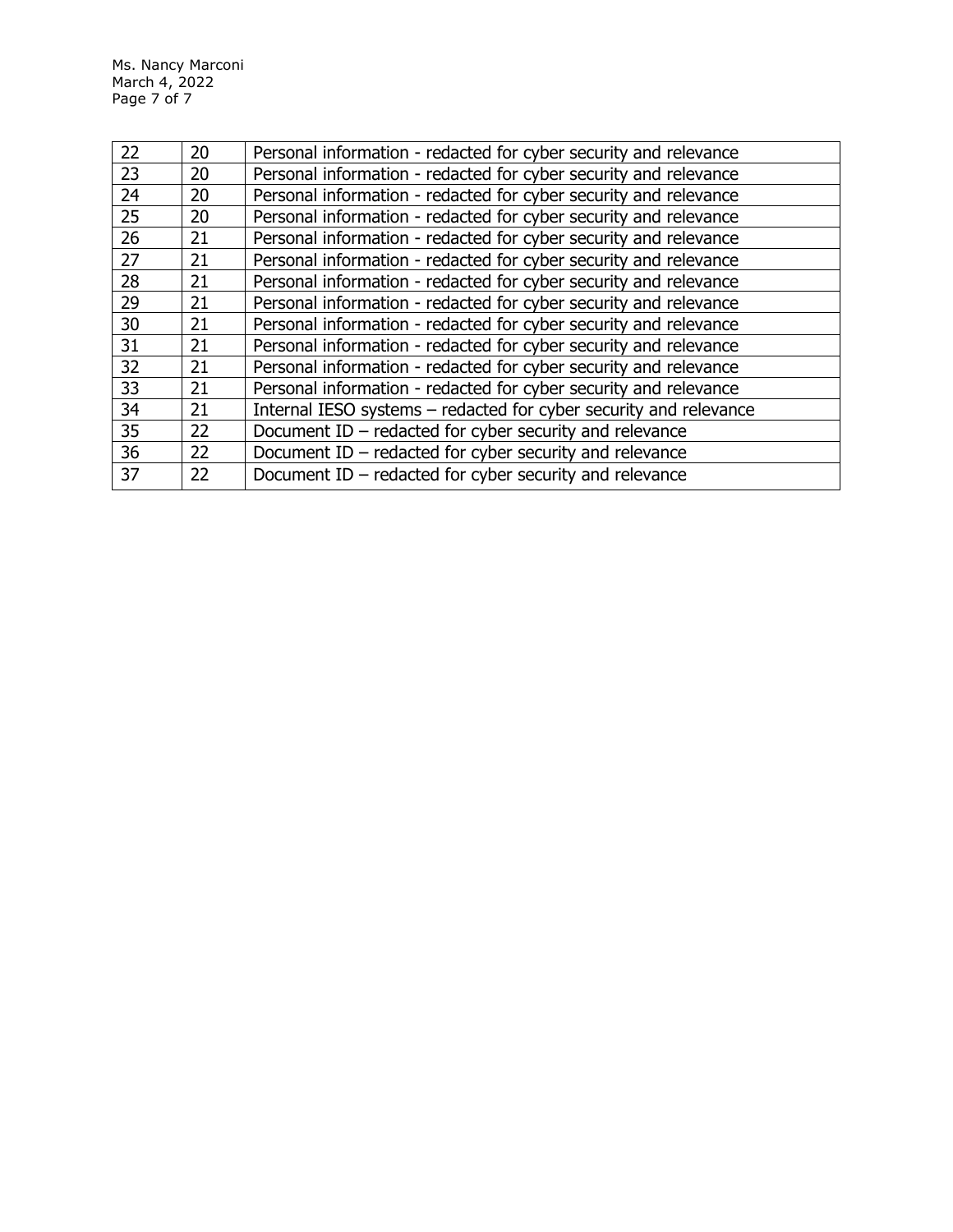| | | |
|---|---|---|
| 22 | 20 | Personal information - redacted for cyber security and relevance |
| 23 | 20 | Personal information - redacted for cyber security and relevance |
| 24 | 20 | Personal information - redacted for cyber security and relevance |
| 25 | 20 | Personal information - redacted for cyber security and relevance |
| 26 | 21 | Personal information - redacted for cyber security and relevance |
| 27 | 21 | Personal information - redacted for cyber security and relevance |
| 28 | 21 | Personal information - redacted for cyber security and relevance |
| 29 | 21 | Personal information - redacted for cyber security and relevance |
| 30 | 21 | Personal information - redacted for cyber security and relevance |
| 31 | 21 | Personal information - redacted for cyber security and relevance |
| 32 | 21 | Personal information - redacted for cyber security and relevance |
| 33 | 21 | Personal information - redacted for cyber security and relevance |
| 34 | 21 | Internal IESO systems – redacted for cyber security and relevance |
| 35 | 22 | Document ID – redacted for cyber security and relevance |
| 36 | 22 | Document ID – redacted for cyber security and relevance |
| 37 | 22 | Document ID – redacted for cyber security and relevance |